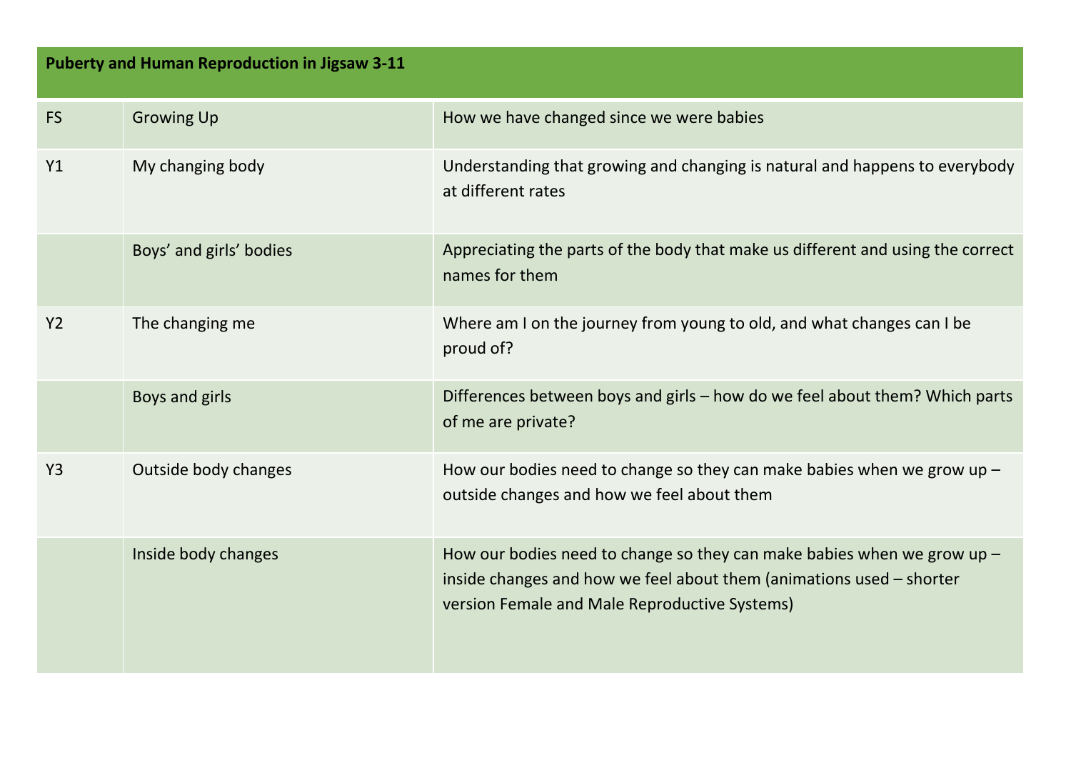| Puberty and Human Reproduction in Jigsaw 3-11 | | |
|---|---|---|
| FS | Growing Up | How we have changed since we were babies |
| Y1 | My changing body | Understanding that growing and changing is natural and happens to everybody at different rates |
| | Boys' and girls' bodies | Appreciating the parts of the body that make us different and using the correct names for them |
| Y2 | The changing me | Where am I on the journey from young to old, and what changes can I be proud of? |
| | Boys and girls | Differences between boys and girls – how do we feel about them? Which parts of me are private? |
| Y3 | Outside body changes | How our bodies need to change so they can make babies when we grow up – outside changes and how we feel about them |
| | Inside body changes | How our bodies need to change so they can make babies when we grow up – inside changes and how we feel about them (animations used – shorter version Female and Male Reproductive Systems) |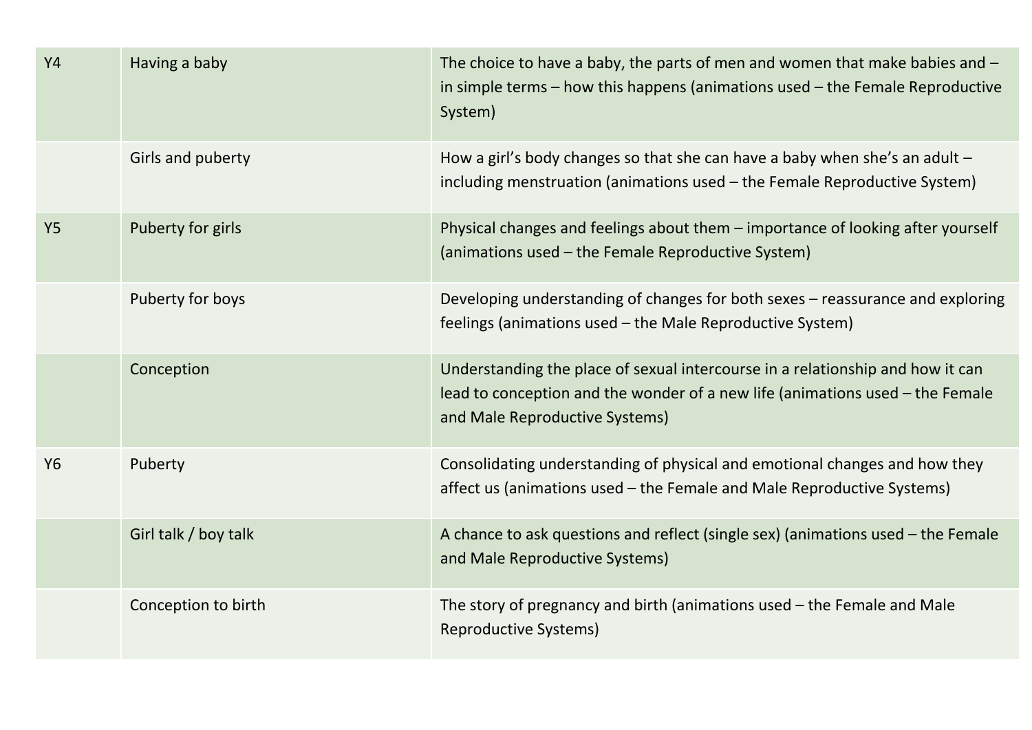| | | |
|---|---|---|
| Y4 | Having a baby | The choice to have a baby, the parts of men and women that make babies and – in simple terms – how this happens (animations used – the Female Reproductive System) |
| | Girls and puberty | How a girl's body changes so that she can have a baby when she's an adult – including menstruation (animations used – the Female Reproductive System) |
| Y5 | Puberty for girls | Physical changes and feelings about them – importance of looking after yourself (animations used – the Female Reproductive System) |
| | Puberty for boys | Developing understanding of changes for both sexes – reassurance and exploring feelings (animations used – the Male Reproductive System) |
| | Conception | Understanding the place of sexual intercourse in a relationship and how it can lead to conception and the wonder of a new life (animations used – the Female and Male Reproductive Systems) |
| Y6 | Puberty | Consolidating understanding of physical and emotional changes and how they affect us (animations used – the Female and Male Reproductive Systems) |
| | Girl talk / boy talk | A chance to ask questions and reflect (single sex) (animations used – the Female and Male Reproductive Systems) |
| | Conception to birth | The story of pregnancy and birth (animations used – the Female and Male Reproductive Systems) |